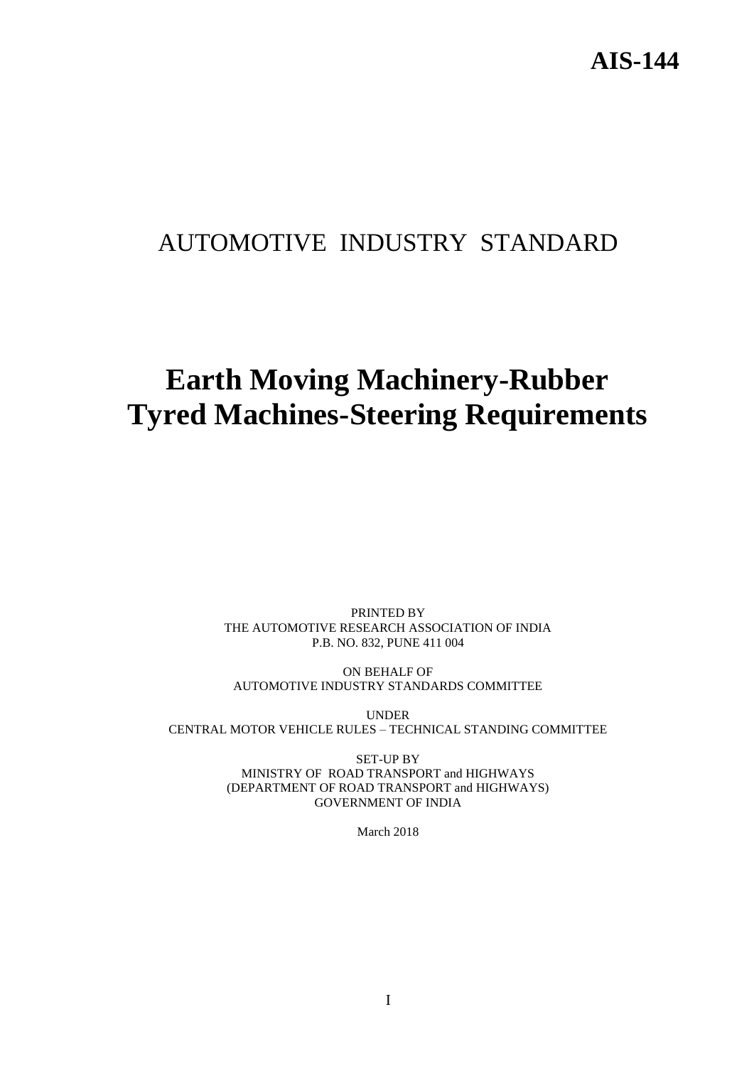**AIS-144**

# AUTOMOTIVE INDUSTRY STANDARD

# Earth Moving Machinery-Rubber Tyred Machines-Steering Requirements

PRINTED BY
THE AUTOMOTIVE RESEARCH ASSOCIATION OF INDIA
P.B. NO. 832, PUNE 411 004

ON BEHALF OF
AUTOMOTIVE INDUSTRY STANDARDS COMMITTEE

UNDER
CENTRAL MOTOR VEHICLE RULES – TECHNICAL STANDING COMMITTEE

SET-UP BY
MINISTRY OF ROAD TRANSPORT and HIGHWAYS
(DEPARTMENT OF ROAD TRANSPORT and HIGHWAYS)
GOVERNMENT OF INDIA

March 2018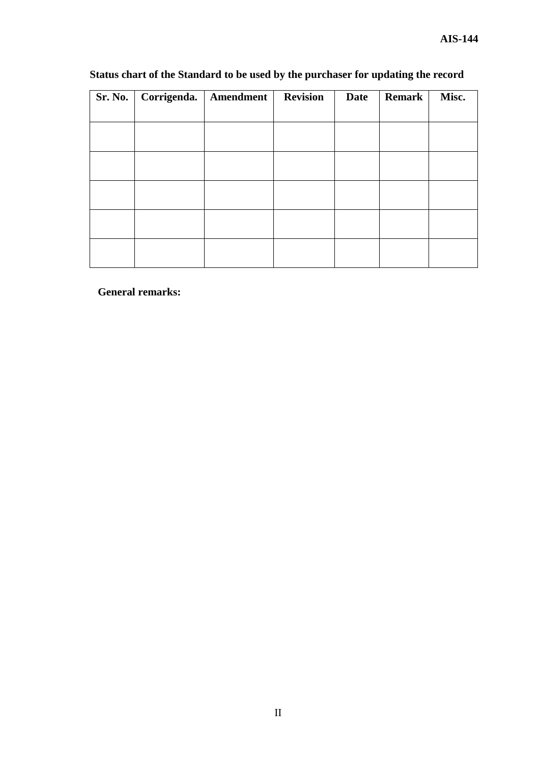**Status chart of the Standard to be used by the purchaser for updating the record**

| Sr. No. | Corrigenda. | Amendment | Revision | Date | Remark | Misc. |
|---|---|---|---|---|---|---|
| | | | | | | |
| | | | | | | |
| | | | | | | |
| | | | | | | |
| | | | | | | |

**General remarks:**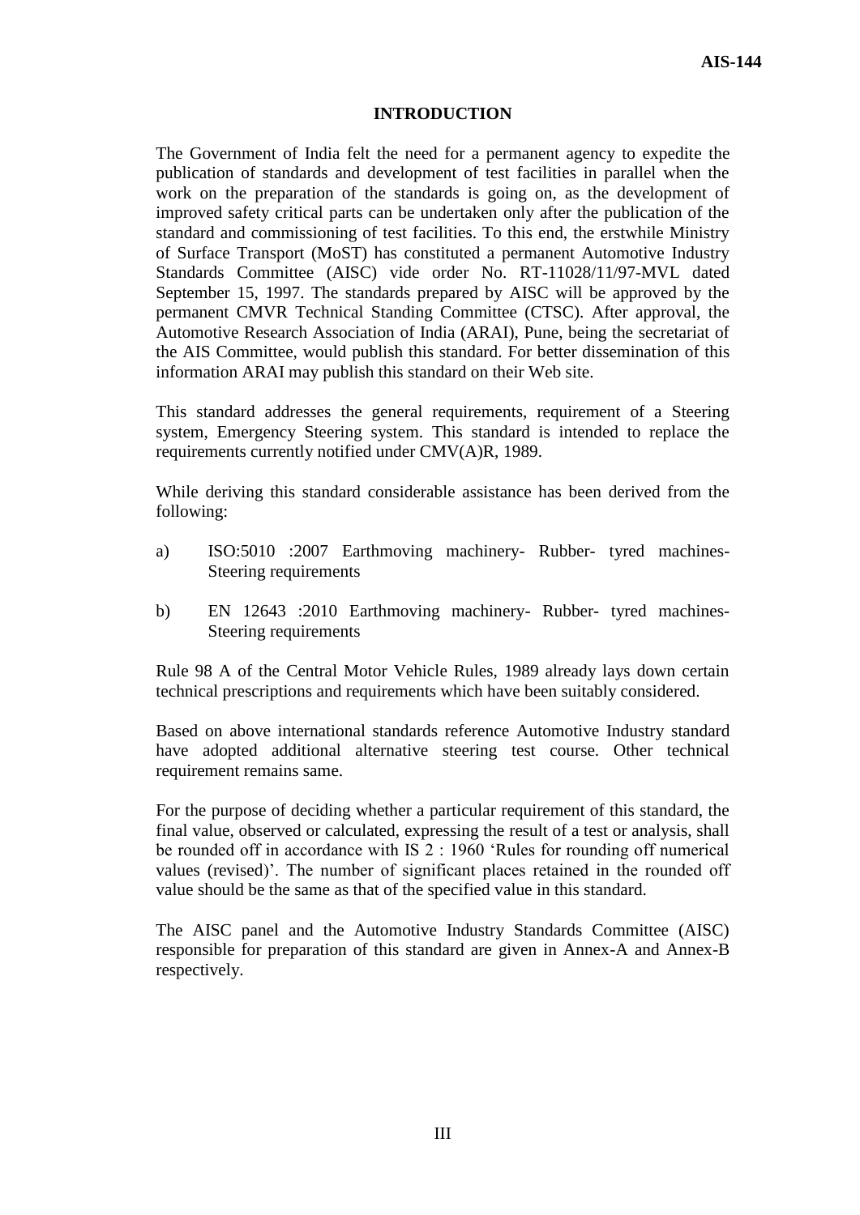# INTRODUCTION

The Government of India felt the need for a permanent agency to expedite the publication of standards and development of test facilities in parallel when the work on the preparation of the standards is going on, as the development of improved safety critical parts can be undertaken only after the publication of the standard and commissioning of test facilities. To this end, the erstwhile Ministry of Surface Transport (MoST) has constituted a permanent Automotive Industry Standards Committee (AISC) vide order No. RT-11028/11/97-MVL dated September 15, 1997. The standards prepared by AISC will be approved by the permanent CMVR Technical Standing Committee (CTSC). After approval, the Automotive Research Association of India (ARAI), Pune, being the secretariat of the AIS Committee, would publish this standard. For better dissemination of this information ARAI may publish this standard on their Web site.

This standard addresses the general requirements, requirement of a Steering system, Emergency Steering system. This standard is intended to replace the requirements currently notified under CMV(A)R, 1989.

While deriving this standard considerable assistance has been derived from the following:

a) ISO:5010 :2007 Earthmoving machinery- Rubber- tyred machines- Steering requirements

b) EN 12643 :2010 Earthmoving machinery- Rubber- tyred machines- Steering requirements

Rule 98 A of the Central Motor Vehicle Rules, 1989 already lays down certain technical prescriptions and requirements which have been suitably considered.

Based on above international standards reference Automotive Industry standard have adopted additional alternative steering test course. Other technical requirement remains same.

For the purpose of deciding whether a particular requirement of this standard, the final value, observed or calculated, expressing the result of a test or analysis, shall be rounded off in accordance with IS 2 : 1960 'Rules for rounding off numerical values (revised)'. The number of significant places retained in the rounded off value should be the same as that of the specified value in this standard.

The AISC panel and the Automotive Industry Standards Committee (AISC) responsible for preparation of this standard are given in Annex-A and Annex-B respectively.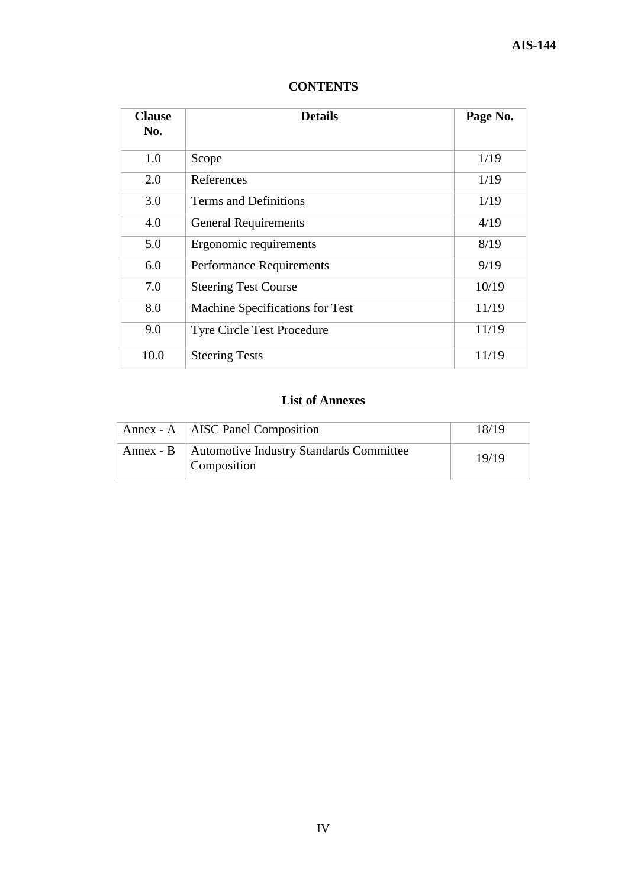## CONTENTS

| Clause No. | Details | Page No. |
|---|---|---|
| 1.0 | Scope | 1/19 |
| 2.0 | References | 1/19 |
| 3.0 | Terms and Definitions | 1/19 |
| 4.0 | General Requirements | 4/19 |
| 5.0 | Ergonomic requirements | 8/19 |
| 6.0 | Performance Requirements | 9/19 |
| 7.0 | Steering Test Course | 10/19 |
| 8.0 | Machine Specifications for Test | 11/19 |
| 9.0 | Tyre Circle Test Procedure | 11/19 |
| 10.0 | Steering Tests | 11/19 |

## List of Annexes

| | | |
|---|---|---|
| Annex - A | AISC Panel Composition | 18/19 |
| Annex - B | Automotive Industry Standards Committee Composition | 19/19 |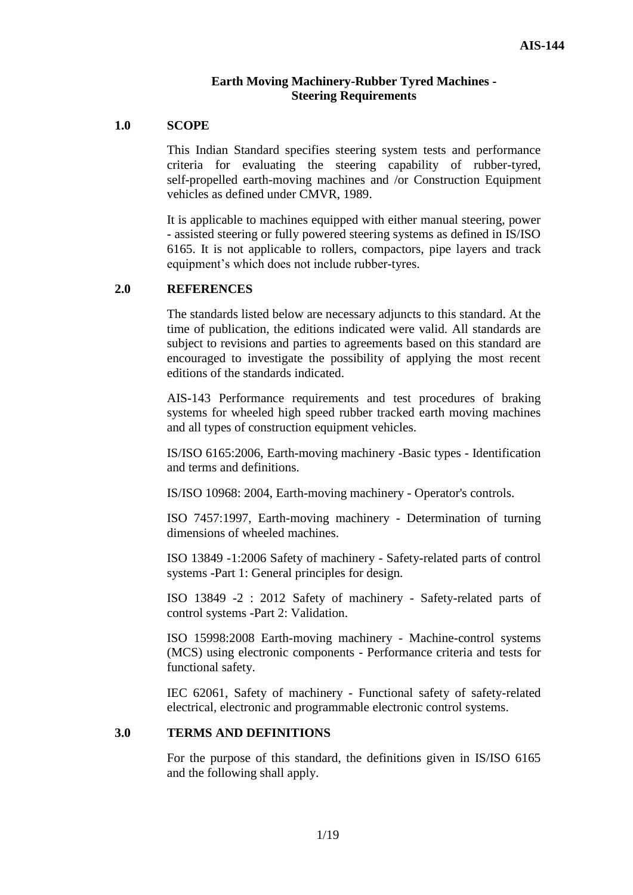## Earth Moving Machinery-Rubber Tyred Machines - Steering Requirements

### 1.0 SCOPE

This Indian Standard specifies steering system tests and performance criteria for evaluating the steering capability of rubber-tyred, self-propelled earth-moving machines and /or Construction Equipment vehicles as defined under CMVR, 1989.

It is applicable to machines equipped with either manual steering, power - assisted steering or fully powered steering systems as defined in IS/ISO 6165. It is not applicable to rollers, compactors, pipe layers and track equipment's which does not include rubber-tyres.

### 2.0 REFERENCES

The standards listed below are necessary adjuncts to this standard. At the time of publication, the editions indicated were valid. All standards are subject to revisions and parties to agreements based on this standard are encouraged to investigate the possibility of applying the most recent editions of the standards indicated.

AIS-143 Performance requirements and test procedures of braking systems for wheeled high speed rubber tracked earth moving machines and all types of construction equipment vehicles.

IS/ISO 6165:2006, Earth-moving machinery -Basic types - Identification and terms and definitions.

IS/ISO 10968: 2004, Earth-moving machinery - Operator's controls.

ISO 7457:1997, Earth-moving machinery - Determination of turning dimensions of wheeled machines.

ISO 13849 -1:2006 Safety of machinery - Safety-related parts of control systems -Part 1: General principles for design.

ISO 13849 -2 : 2012 Safety of machinery - Safety-related parts of control systems -Part 2: Validation.

ISO 15998:2008 Earth-moving machinery - Machine-control systems (MCS) using electronic components - Performance criteria and tests for functional safety.

IEC 62061, Safety of machinery - Functional safety of safety-related electrical, electronic and programmable electronic control systems.

### 3.0 TERMS AND DEFINITIONS

For the purpose of this standard, the definitions given in IS/ISO 6165 and the following shall apply.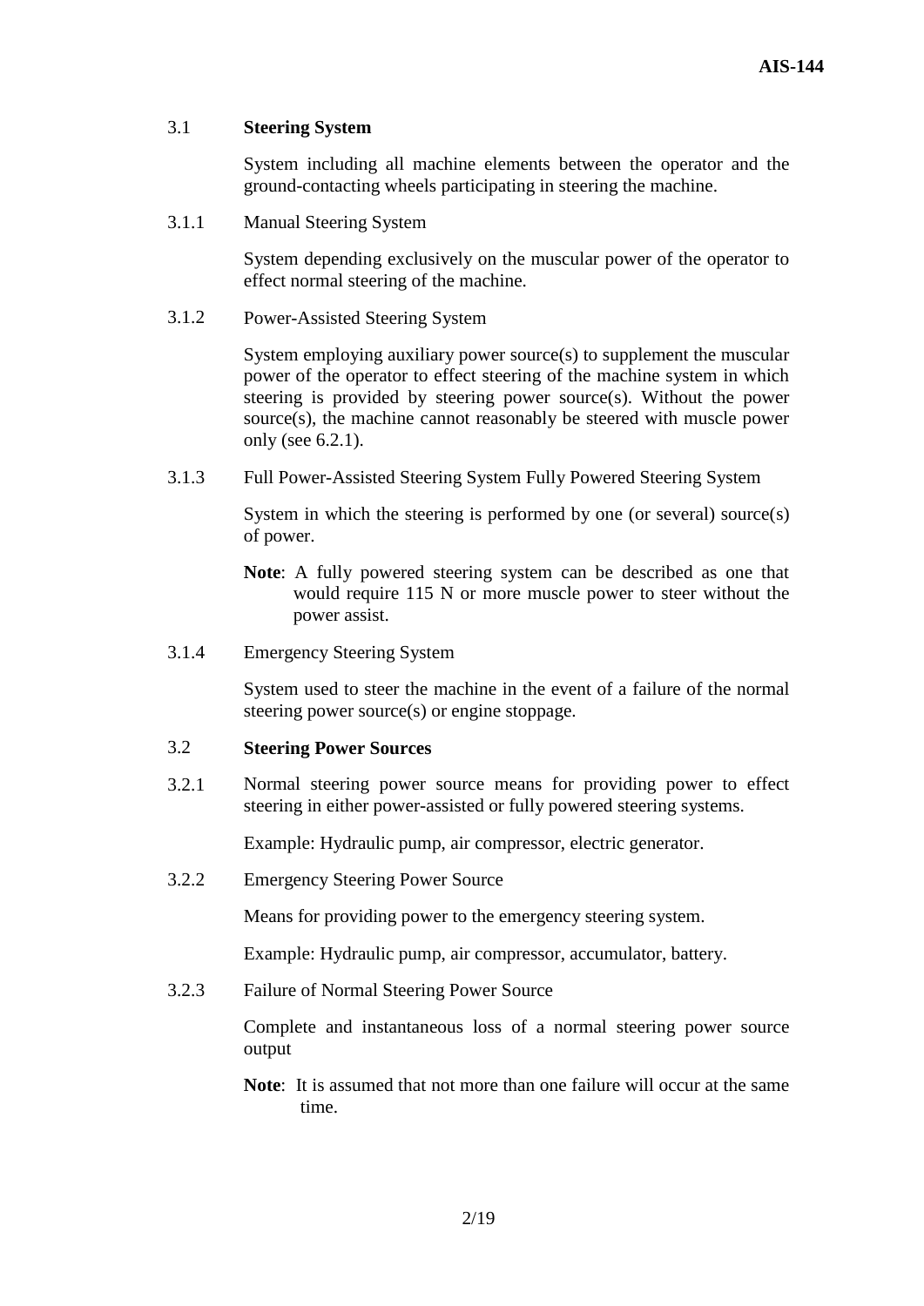## 3.1 **Steering System**

System including all machine elements between the operator and the ground-contacting wheels participating in steering the machine.

### 3.1.1 Manual Steering System

System depending exclusively on the muscular power of the operator to effect normal steering of the machine.

### 3.1.2 Power-Assisted Steering System

System employing auxiliary power source(s) to supplement the muscular power of the operator to effect steering of the machine system in which steering is provided by steering power source(s). Without the power source(s), the machine cannot reasonably be steered with muscle power only (see 6.2.1).

### 3.1.3 Full Power-Assisted Steering System Fully Powered Steering System

System in which the steering is performed by one (or several) source(s) of power.

**Note**: A fully powered steering system can be described as one that would require 115 N or more muscle power to steer without the power assist.

### 3.1.4 Emergency Steering System

System used to steer the machine in the event of a failure of the normal steering power source(s) or engine stoppage.

## 3.2 **Steering Power Sources**

### 3.2.1

Normal steering power source means for providing power to effect steering in either power-assisted or fully powered steering systems.

Example: Hydraulic pump, air compressor, electric generator.

### 3.2.2 Emergency Steering Power Source

Means for providing power to the emergency steering system.

Example: Hydraulic pump, air compressor, accumulator, battery.

### 3.2.3 Failure of Normal Steering Power Source

Complete and instantaneous loss of a normal steering power source output

**Note**: It is assumed that not more than one failure will occur at the same time.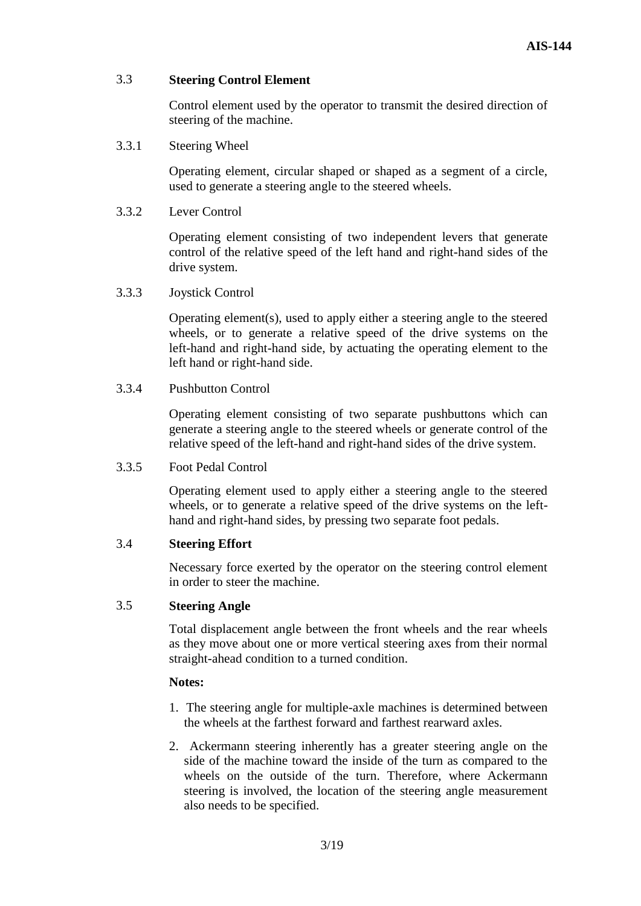### 3.3 Steering Control Element

Control element used by the operator to transmit the desired direction of steering of the machine.

3.3.1 Steering Wheel

Operating element, circular shaped or shaped as a segment of a circle, used to generate a steering angle to the steered wheels.

3.3.2 Lever Control

Operating element consisting of two independent levers that generate control of the relative speed of the left hand and right-hand sides of the drive system.

3.3.3 Joystick Control

Operating element(s), used to apply either a steering angle to the steered wheels, or to generate a relative speed of the drive systems on the left-hand and right-hand side, by actuating the operating element to the left hand or right-hand side.

3.3.4 Pushbutton Control

Operating element consisting of two separate pushbuttons which can generate a steering angle to the steered wheels or generate control of the relative speed of the left-hand and right-hand sides of the drive system.

3.3.5 Foot Pedal Control

Operating element used to apply either a steering angle to the steered wheels, or to generate a relative speed of the drive systems on the left-hand and right-hand sides, by pressing two separate foot pedals.

### 3.4 Steering Effort

Necessary force exerted by the operator on the steering control element in order to steer the machine.

### 3.5 Steering Angle

Total displacement angle between the front wheels and the rear wheels as they move about one or more vertical steering axes from their normal straight-ahead condition to a turned condition.

**Notes:**

1. The steering angle for multiple-axle machines is determined between the wheels at the farthest forward and farthest rearward axles.
2. Ackermann steering inherently has a greater steering angle on the side of the machine toward the inside of the turn as compared to the wheels on the outside of the turn. Therefore, where Ackermann steering is involved, the location of the steering angle measurement also needs to be specified.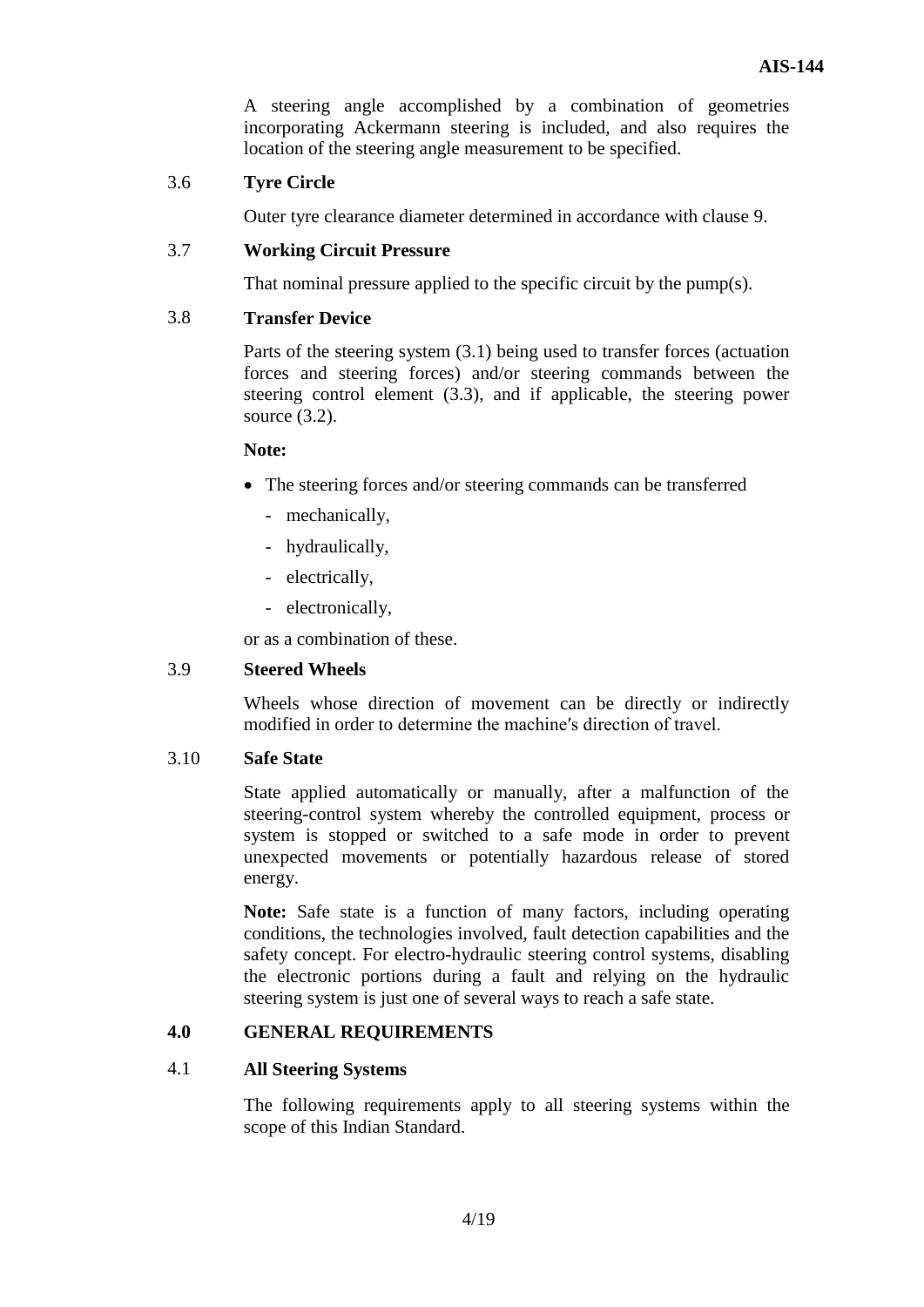A steering angle accomplished by a combination of geometries incorporating Ackermann steering is included, and also requires the location of the steering angle measurement to be specified.

3.6 **Tyre Circle**

Outer tyre clearance diameter determined in accordance with clause 9.

3.7 **Working Circuit Pressure**

That nominal pressure applied to the specific circuit by the pump(s).

3.8 **Transfer Device**

Parts of the steering system (3.1) being used to transfer forces (actuation forces and steering forces) and/or steering commands between the steering control element (3.3), and if applicable, the steering power source (3.2).

**Note:**

- The steering forces and/or steering commands can be transferred
  - mechanically,
  - hydraulically,
  - electrically,
  - electronically,

or as a combination of these.

3.9 **Steered Wheels**

Wheels whose direction of movement can be directly or indirectly modified in order to determine the machine′s direction of travel.

3.10 **Safe State**

State applied automatically or manually, after a malfunction of the steering-control system whereby the controlled equipment, process or system is stopped or switched to a safe mode in order to prevent unexpected movements or potentially hazardous release of stored energy.

**Note:** Safe state is a function of many factors, including operating conditions, the technologies involved, fault detection capabilities and the safety concept. For electro-hydraulic steering control systems, disabling the electronic portions during a fault and relying on the hydraulic steering system is just one of several ways to reach a safe state.

## 4.0 GENERAL REQUIREMENTS

4.1 **All Steering Systems**

The following requirements apply to all steering systems within the scope of this Indian Standard.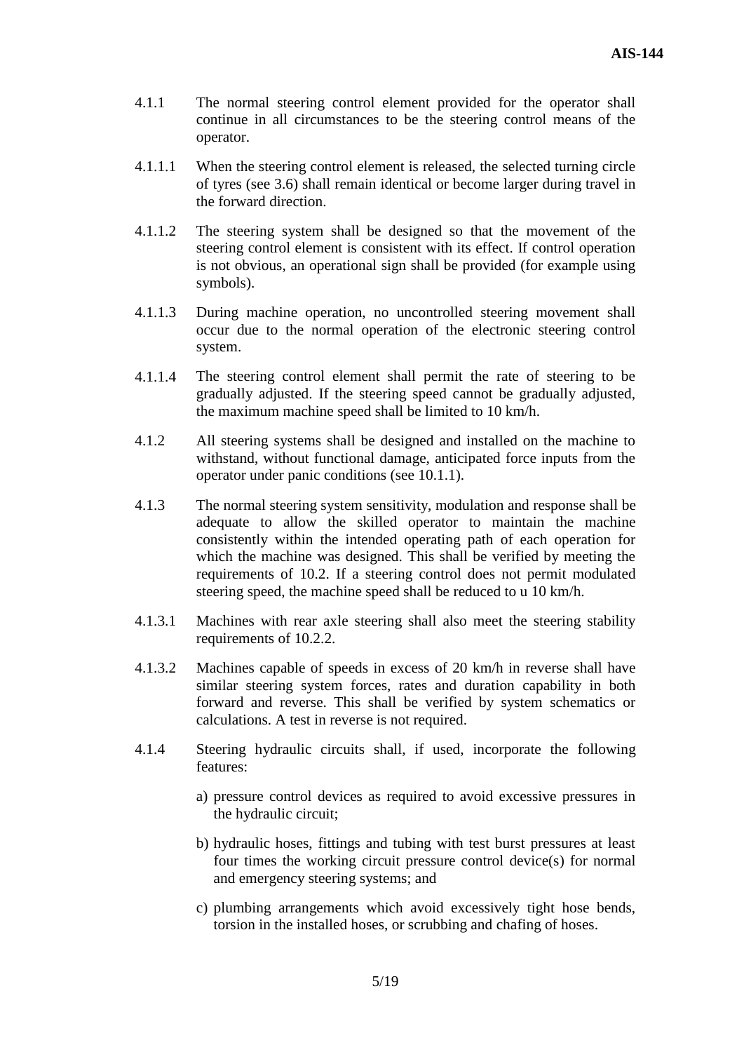4.1.1 The normal steering control element provided for the operator shall continue in all circumstances to be the steering control means of the operator.

4.1.1.1 When the steering control element is released, the selected turning circle of tyres (see 3.6) shall remain identical or become larger during travel in the forward direction.

4.1.1.2 The steering system shall be designed so that the movement of the steering control element is consistent with its effect. If control operation is not obvious, an operational sign shall be provided (for example using symbols).

4.1.1.3 During machine operation, no uncontrolled steering movement shall occur due to the normal operation of the electronic steering control system.

4.1.1.4 The steering control element shall permit the rate of steering to be gradually adjusted. If the steering speed cannot be gradually adjusted, the maximum machine speed shall be limited to 10 km/h.

4.1.2 All steering systems shall be designed and installed on the machine to withstand, without functional damage, anticipated force inputs from the operator under panic conditions (see 10.1.1).

4.1.3 The normal steering system sensitivity, modulation and response shall be adequate to allow the skilled operator to maintain the machine consistently within the intended operating path of each operation for which the machine was designed. This shall be verified by meeting the requirements of 10.2. If a steering control does not permit modulated steering speed, the machine speed shall be reduced to u 10 km/h.

4.1.3.1 Machines with rear axle steering shall also meet the steering stability requirements of 10.2.2.

4.1.3.2 Machines capable of speeds in excess of 20 km/h in reverse shall have similar steering system forces, rates and duration capability in both forward and reverse. This shall be verified by system schematics or calculations. A test in reverse is not required.

4.1.4 Steering hydraulic circuits shall, if used, incorporate the following features:

a) pressure control devices as required to avoid excessive pressures in the hydraulic circuit;

b) hydraulic hoses, fittings and tubing with test burst pressures at least four times the working circuit pressure control device(s) for normal and emergency steering systems; and

c) plumbing arrangements which avoid excessively tight hose bends, torsion in the installed hoses, or scrubbing and chafing of hoses.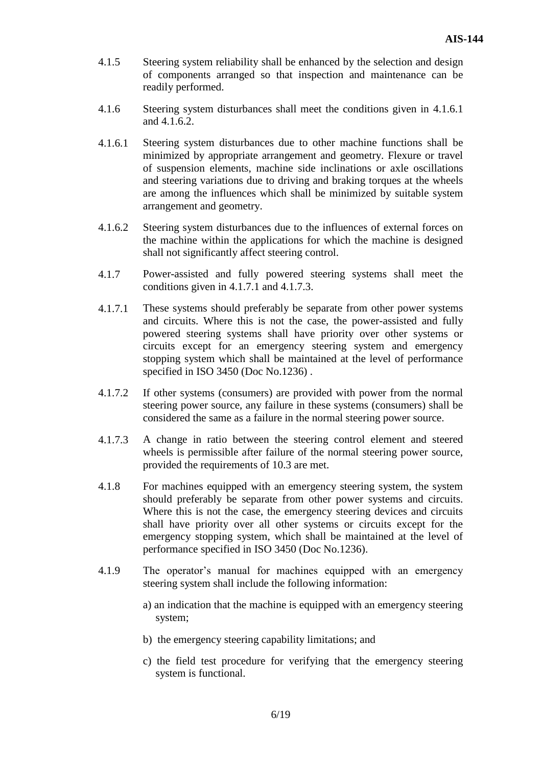4.1.5 Steering system reliability shall be enhanced by the selection and design of components arranged so that inspection and maintenance can be readily performed.

4.1.6 Steering system disturbances shall meet the conditions given in 4.1.6.1 and 4.1.6.2.

4.1.6.1 Steering system disturbances due to other machine functions shall be minimized by appropriate arrangement and geometry. Flexure or travel of suspension elements, machine side inclinations or axle oscillations and steering variations due to driving and braking torques at the wheels are among the influences which shall be minimized by suitable system arrangement and geometry.

4.1.6.2 Steering system disturbances due to the influences of external forces on the machine within the applications for which the machine is designed shall not significantly affect steering control.

4.1.7 Power-assisted and fully powered steering systems shall meet the conditions given in 4.1.7.1 and 4.1.7.3.

4.1.7.1 These systems should preferably be separate from other power systems and circuits. Where this is not the case, the power-assisted and fully powered steering systems shall have priority over other systems or circuits except for an emergency steering system and emergency stopping system which shall be maintained at the level of performance specified in ISO 3450 (Doc No.1236) .

4.1.7.2 If other systems (consumers) are provided with power from the normal steering power source, any failure in these systems (consumers) shall be considered the same as a failure in the normal steering power source.

4.1.7.3 A change in ratio between the steering control element and steered wheels is permissible after failure of the normal steering power source, provided the requirements of 10.3 are met.

4.1.8 For machines equipped with an emergency steering system, the system should preferably be separate from other power systems and circuits. Where this is not the case, the emergency steering devices and circuits shall have priority over all other systems or circuits except for the emergency stopping system, which shall be maintained at the level of performance specified in ISO 3450 (Doc No.1236).

4.1.9 The operator's manual for machines equipped with an emergency steering system shall include the following information:

a) an indication that the machine is equipped with an emergency steering system;

b) the emergency steering capability limitations; and

c) the field test procedure for verifying that the emergency steering system is functional.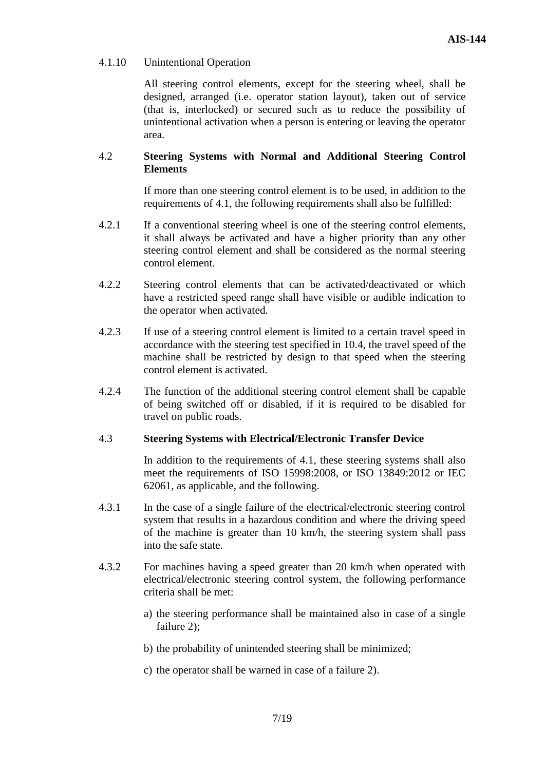4.1.10 Unintentional Operation

All steering control elements, except for the steering wheel, shall be designed, arranged (i.e. operator station layout), taken out of service (that is, interlocked) or secured such as to reduce the possibility of unintentional activation when a person is entering or leaving the operator area.

### 4.2 Steering Systems with Normal and Additional Steering Control Elements

If more than one steering control element is to be used, in addition to the requirements of 4.1, the following requirements shall also be fulfilled:

4.2.1 If a conventional steering wheel is one of the steering control elements, it shall always be activated and have a higher priority than any other steering control element and shall be considered as the normal steering control element.

4.2.2 Steering control elements that can be activated/deactivated or which have a restricted speed range shall have visible or audible indication to the operator when activated.

4.2.3 If use of a steering control element is limited to a certain travel speed in accordance with the steering test specified in 10.4, the travel speed of the machine shall be restricted by design to that speed when the steering control element is activated.

4.2.4 The function of the additional steering control element shall be capable of being switched off or disabled, if it is required to be disabled for travel on public roads.

### 4.3 Steering Systems with Electrical/Electronic Transfer Device

In addition to the requirements of 4.1, these steering systems shall also meet the requirements of ISO 15998:2008, or ISO 13849:2012 or IEC 62061, as applicable, and the following.

4.3.1 In the case of a single failure of the electrical/electronic steering control system that results in a hazardous condition and where the driving speed of the machine is greater than 10 km/h, the steering system shall pass into the safe state.

4.3.2 For machines having a speed greater than 20 km/h when operated with electrical/electronic steering control system, the following performance criteria shall be met:

a) the steering performance shall be maintained also in case of a single failure 2);

b) the probability of unintended steering shall be minimized;

c) the operator shall be warned in case of a failure 2).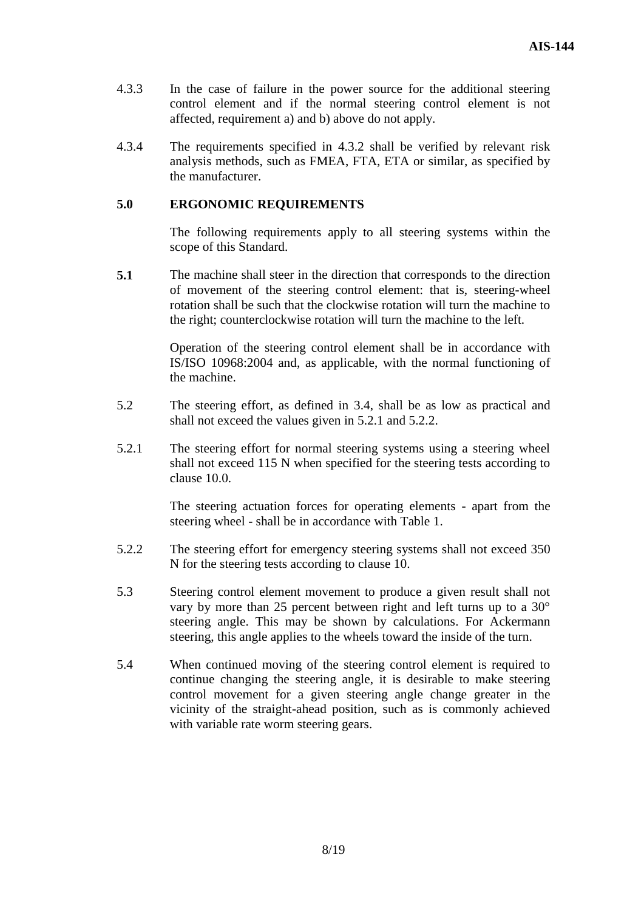4.3.3 In the case of failure in the power source for the additional steering control element and if the normal steering control element is not affected, requirement a) and b) above do not apply.

4.3.4 The requirements specified in 4.3.2 shall be verified by relevant risk analysis methods, such as FMEA, FTA, ETA or similar, as specified by the manufacturer.

## 5.0 ERGONOMIC REQUIREMENTS

The following requirements apply to all steering systems within the scope of this Standard.

**5.1** The machine shall steer in the direction that corresponds to the direction of movement of the steering control element: that is, steering-wheel rotation shall be such that the clockwise rotation will turn the machine to the right; counterclockwise rotation will turn the machine to the left.

Operation of the steering control element shall be in accordance with IS/ISO 10968:2004 and, as applicable, with the normal functioning of the machine.

5.2 The steering effort, as defined in 3.4, shall be as low as practical and shall not exceed the values given in 5.2.1 and 5.2.2.

5.2.1 The steering effort for normal steering systems using a steering wheel shall not exceed 115 N when specified for the steering tests according to clause 10.0.

The steering actuation forces for operating elements - apart from the steering wheel - shall be in accordance with Table 1.

5.2.2 The steering effort for emergency steering systems shall not exceed 350 N for the steering tests according to clause 10.

5.3 Steering control element movement to produce a given result shall not vary by more than 25 percent between right and left turns up to a 30° steering angle. This may be shown by calculations. For Ackermann steering, this angle applies to the wheels toward the inside of the turn.

5.4 When continued moving of the steering control element is required to continue changing the steering angle, it is desirable to make steering control movement for a given steering angle change greater in the vicinity of the straight-ahead position, such as is commonly achieved with variable rate worm steering gears.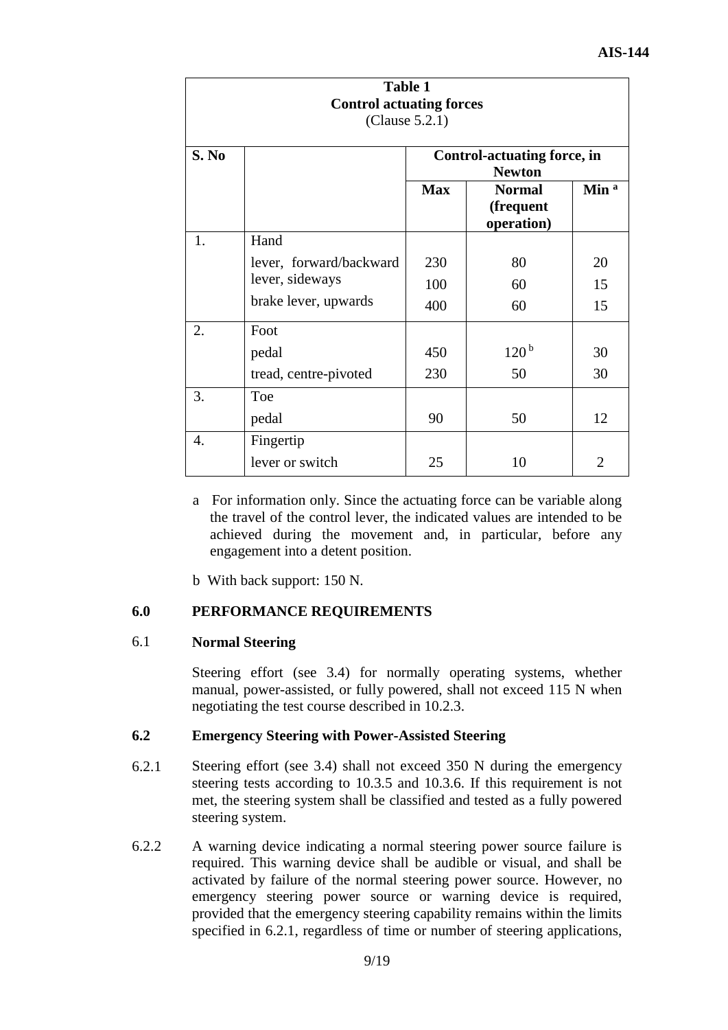**Table 1**
**Control actuating forces**
(Clause 5.2.1)

| S. No | | Control-actuating force, in Newton | | |
|---|---|---|---|---|
| | | **Max** | **Normal (frequent operation)** | **Min** [a] |
| 1. | Hand | | | |
| | lever, forward/backward | 230 | 80 | 20 |
| | lever, sideways | 100 | 60 | 15 |
| | brake lever, upwards | 400 | 60 | 15 |
| 2. | Foot | | | |
| | pedal | 450 | 120 [b] | 30 |
| | tread, centre-pivoted | 230 | 50 | 30 |
| 3. | Toe | | | |
| | pedal | 90 | 50 | 12 |
| 4. | Fingertip | | | |
| | lever or switch | 25 | 10 | 2 |

a For information only. Since the actuating force can be variable along the travel of the control lever, the indicated values are intended to be achieved during the movement and, in particular, before any engagement into a detent position.

b With back support: 150 N.

## 6.0 PERFORMANCE REQUIREMENTS

### 6.1 Normal Steering

Steering effort (see 3.4) for normally operating systems, whether manual, power-assisted, or fully powered, shall not exceed 115 N when negotiating the test course described in 10.2.3.

### 6.2 Emergency Steering with Power-Assisted Steering

6.2.1 Steering effort (see 3.4) shall not exceed 350 N during the emergency steering tests according to 10.3.5 and 10.3.6. If this requirement is not met, the steering system shall be classified and tested as a fully powered steering system.

6.2.2 A warning device indicating a normal steering power source failure is required. This warning device shall be audible or visual, and shall be activated by failure of the normal steering power source. However, no emergency steering power source or warning device is required, provided that the emergency steering capability remains within the limits specified in 6.2.1, regardless of time or number of steering applications,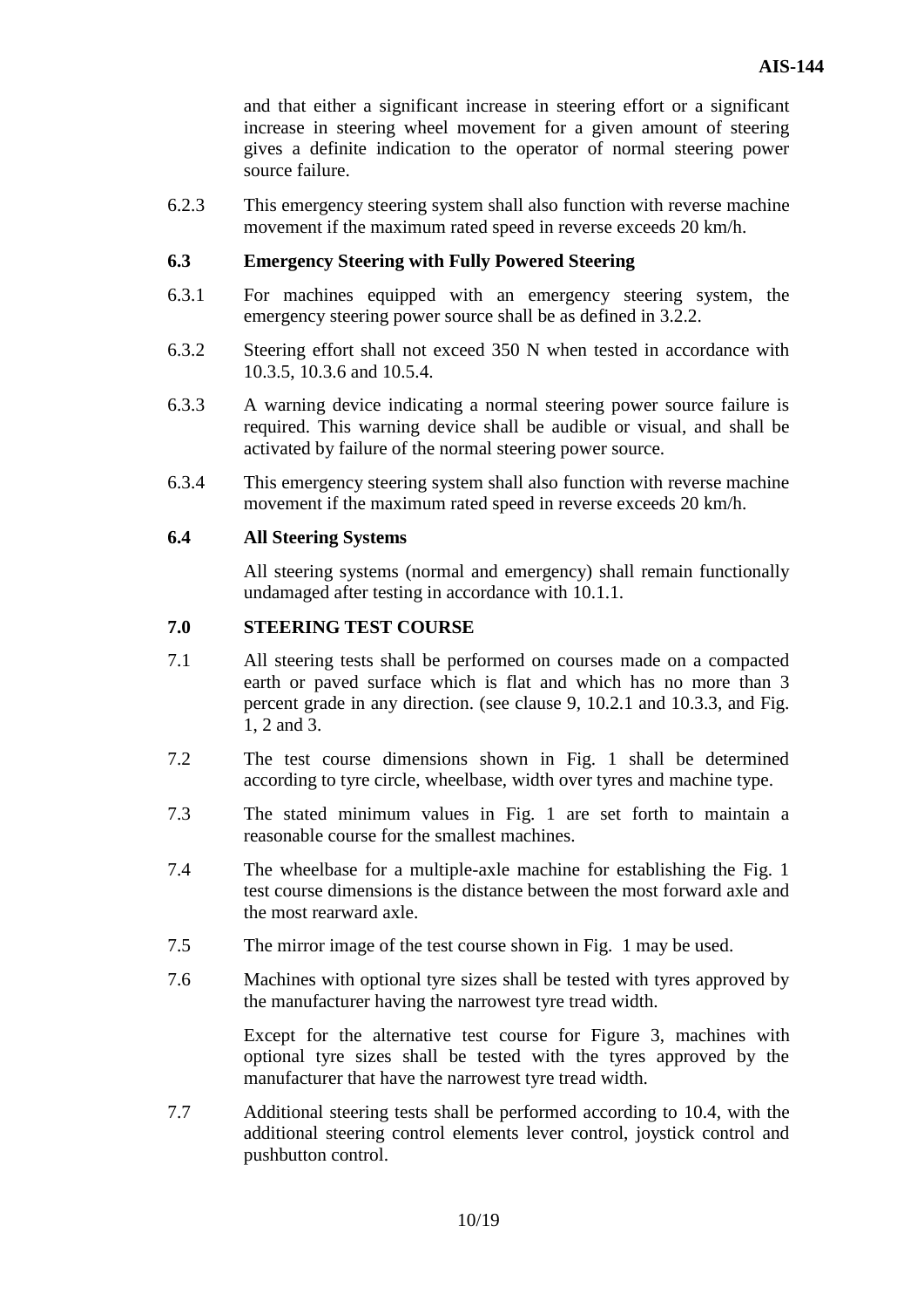and that either a significant increase in steering effort or a significant increase in steering wheel movement for a given amount of steering gives a definite indication to the operator of normal steering power source failure.

6.2.3 This emergency steering system shall also function with reverse machine movement if the maximum rated speed in reverse exceeds 20 km/h.

**6.3 Emergency Steering with Fully Powered Steering**

6.3.1 For machines equipped with an emergency steering system, the emergency steering power source shall be as defined in 3.2.2.

6.3.2 Steering effort shall not exceed 350 N when tested in accordance with 10.3.5, 10.3.6 and 10.5.4.

6.3.3 A warning device indicating a normal steering power source failure is required. This warning device shall be audible or visual, and shall be activated by failure of the normal steering power source.

6.3.4 This emergency steering system shall also function with reverse machine movement if the maximum rated speed in reverse exceeds 20 km/h.

**6.4 All Steering Systems**

All steering systems (normal and emergency) shall remain functionally undamaged after testing in accordance with 10.1.1.

**7.0 STEERING TEST COURSE**

7.1 All steering tests shall be performed on courses made on a compacted earth or paved surface which is flat and which has no more than 3 percent grade in any direction. (see clause 9, 10.2.1 and 10.3.3, and Fig. 1, 2 and 3.

7.2 The test course dimensions shown in Fig. 1 shall be determined according to tyre circle, wheelbase, width over tyres and machine type.

7.3 The stated minimum values in Fig. 1 are set forth to maintain a reasonable course for the smallest machines.

7.4 The wheelbase for a multiple-axle machine for establishing the Fig. 1 test course dimensions is the distance between the most forward axle and the most rearward axle.

7.5 The mirror image of the test course shown in Fig. 1 may be used.

7.6 Machines with optional tyre sizes shall be tested with tyres approved by the manufacturer having the narrowest tyre tread width.

Except for the alternative test course for Figure 3, machines with optional tyre sizes shall be tested with the tyres approved by the manufacturer that have the narrowest tyre tread width.

7.7 Additional steering tests shall be performed according to 10.4, with the additional steering control elements lever control, joystick control and pushbutton control.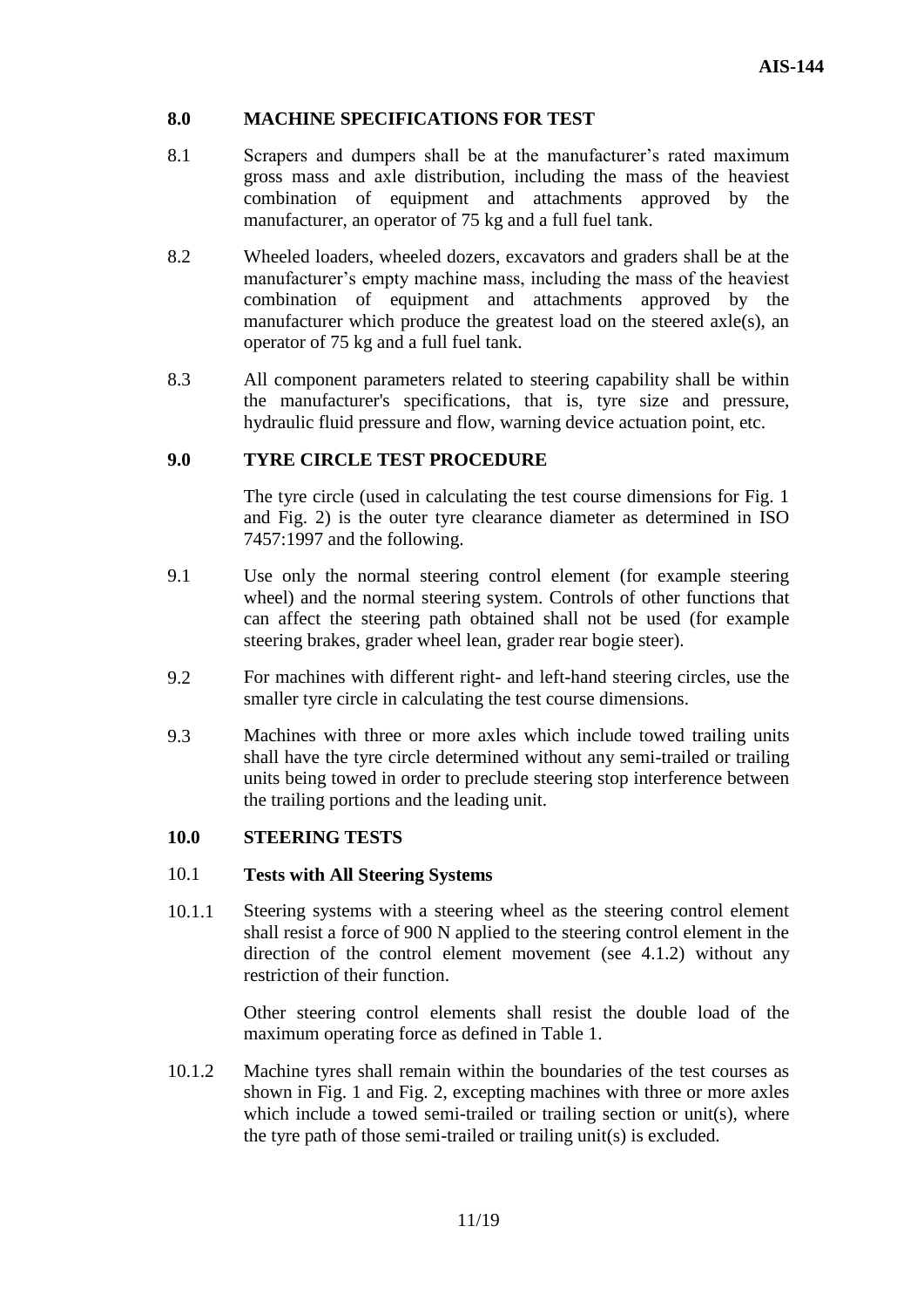## 8.0 MACHINE SPECIFICATIONS FOR TEST

8.1 Scrapers and dumpers shall be at the manufacturer's rated maximum gross mass and axle distribution, including the mass of the heaviest combination of equipment and attachments approved by the manufacturer, an operator of 75 kg and a full fuel tank.

8.2 Wheeled loaders, wheeled dozers, excavators and graders shall be at the manufacturer's empty machine mass, including the mass of the heaviest combination of equipment and attachments approved by the manufacturer which produce the greatest load on the steered axle(s), an operator of 75 kg and a full fuel tank.

8.3 All component parameters related to steering capability shall be within the manufacturer's specifications, that is, tyre size and pressure, hydraulic fluid pressure and flow, warning device actuation point, etc.

## 9.0 TYRE CIRCLE TEST PROCEDURE

The tyre circle (used in calculating the test course dimensions for Fig. 1 and Fig. 2) is the outer tyre clearance diameter as determined in ISO 7457:1997 and the following.

9.1 Use only the normal steering control element (for example steering wheel) and the normal steering system. Controls of other functions that can affect the steering path obtained shall not be used (for example steering brakes, grader wheel lean, grader rear bogie steer).

9.2 For machines with different right- and left-hand steering circles, use the smaller tyre circle in calculating the test course dimensions.

9.3 Machines with three or more axles which include towed trailing units shall have the tyre circle determined without any semi-trailed or trailing units being towed in order to preclude steering stop interference between the trailing portions and the leading unit.

## 10.0 STEERING TESTS

### 10.1 Tests with All Steering Systems

10.1.1 Steering systems with a steering wheel as the steering control element shall resist a force of 900 N applied to the steering control element in the direction of the control element movement (see 4.1.2) without any restriction of their function.

Other steering control elements shall resist the double load of the maximum operating force as defined in Table 1.

10.1.2 Machine tyres shall remain within the boundaries of the test courses as shown in Fig. 1 and Fig. 2, excepting machines with three or more axles which include a towed semi-trailed or trailing section or unit(s), where the tyre path of those semi-trailed or trailing unit(s) is excluded.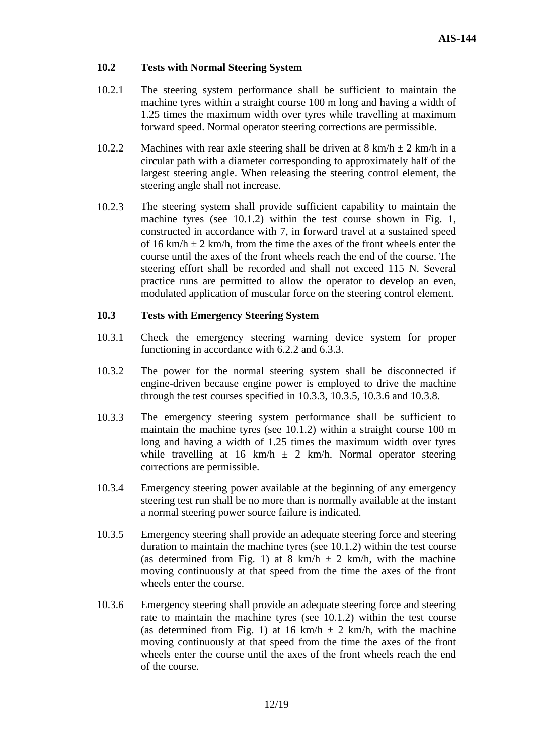## 10.2 Tests with Normal Steering System

10.2.1 The steering system performance shall be sufficient to maintain the machine tyres within a straight course 100 m long and having a width of 1.25 times the maximum width over tyres while travelling at maximum forward speed. Normal operator steering corrections are permissible.

10.2.2 Machines with rear axle steering shall be driven at 8 km/h ± 2 km/h in a circular path with a diameter corresponding to approximately half of the largest steering angle. When releasing the steering control element, the steering angle shall not increase.

10.2.3 The steering system shall provide sufficient capability to maintain the machine tyres (see 10.1.2) within the test course shown in Fig. 1, constructed in accordance with 7, in forward travel at a sustained speed of 16 km/h ± 2 km/h, from the time the axes of the front wheels enter the course until the axes of the front wheels reach the end of the course. The steering effort shall be recorded and shall not exceed 115 N. Several practice runs are permitted to allow the operator to develop an even, modulated application of muscular force on the steering control element.

## 10.3 Tests with Emergency Steering System

10.3.1 Check the emergency steering warning device system for proper functioning in accordance with 6.2.2 and 6.3.3.

10.3.2 The power for the normal steering system shall be disconnected if engine-driven because engine power is employed to drive the machine through the test courses specified in 10.3.3, 10.3.5, 10.3.6 and 10.3.8.

10.3.3 The emergency steering system performance shall be sufficient to maintain the machine tyres (see 10.1.2) within a straight course 100 m long and having a width of 1.25 times the maximum width over tyres while travelling at 16 km/h ± 2 km/h. Normal operator steering corrections are permissible.

10.3.4 Emergency steering power available at the beginning of any emergency steering test run shall be no more than is normally available at the instant a normal steering power source failure is indicated.

10.3.5 Emergency steering shall provide an adequate steering force and steering duration to maintain the machine tyres (see 10.1.2) within the test course (as determined from Fig. 1) at 8 km/h ± 2 km/h, with the machine moving continuously at that speed from the time the axes of the front wheels enter the course.

10.3.6 Emergency steering shall provide an adequate steering force and steering rate to maintain the machine tyres (see 10.1.2) within the test course (as determined from Fig. 1) at 16 km/h ± 2 km/h, with the machine moving continuously at that speed from the time the axes of the front wheels enter the course until the axes of the front wheels reach the end of the course.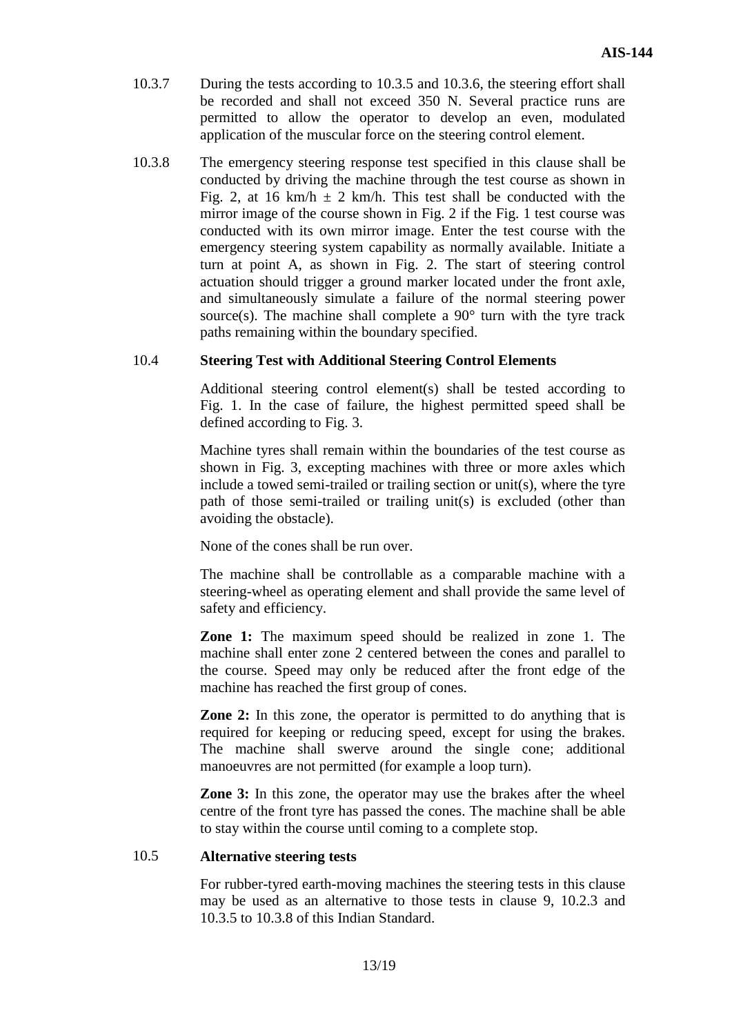10.3.7 During the tests according to 10.3.5 and 10.3.6, the steering effort shall be recorded and shall not exceed 350 N. Several practice runs are permitted to allow the operator to develop an even, modulated application of the muscular force on the steering control element.

10.3.8 The emergency steering response test specified in this clause shall be conducted by driving the machine through the test course as shown in Fig. 2, at 16 km/h ± 2 km/h. This test shall be conducted with the mirror image of the course shown in Fig. 2 if the Fig. 1 test course was conducted with its own mirror image. Enter the test course with the emergency steering system capability as normally available. Initiate a turn at point A, as shown in Fig. 2. The start of steering control actuation should trigger a ground marker located under the front axle, and simultaneously simulate a failure of the normal steering power source(s). The machine shall complete a 90° turn with the tyre track paths remaining within the boundary specified.

## 10.4 Steering Test with Additional Steering Control Elements

Additional steering control element(s) shall be tested according to Fig. 1. In the case of failure, the highest permitted speed shall be defined according to Fig. 3.

Machine tyres shall remain within the boundaries of the test course as shown in Fig. 3, excepting machines with three or more axles which include a towed semi-trailed or trailing section or unit(s), where the tyre path of those semi-trailed or trailing unit(s) is excluded (other than avoiding the obstacle).

None of the cones shall be run over.

The machine shall be controllable as a comparable machine with a steering-wheel as operating element and shall provide the same level of safety and efficiency.

**Zone 1:** The maximum speed should be realized in zone 1. The machine shall enter zone 2 centered between the cones and parallel to the course. Speed may only be reduced after the front edge of the machine has reached the first group of cones.

**Zone 2:** In this zone, the operator is permitted to do anything that is required for keeping or reducing speed, except for using the brakes. The machine shall swerve around the single cone; additional manoeuvres are not permitted (for example a loop turn).

**Zone 3:** In this zone, the operator may use the brakes after the wheel centre of the front tyre has passed the cones. The machine shall be able to stay within the course until coming to a complete stop.

## 10.5 Alternative steering tests

For rubber-tyred earth-moving machines the steering tests in this clause may be used as an alternative to those tests in clause 9, 10.2.3 and 10.3.5 to 10.3.8 of this Indian Standard.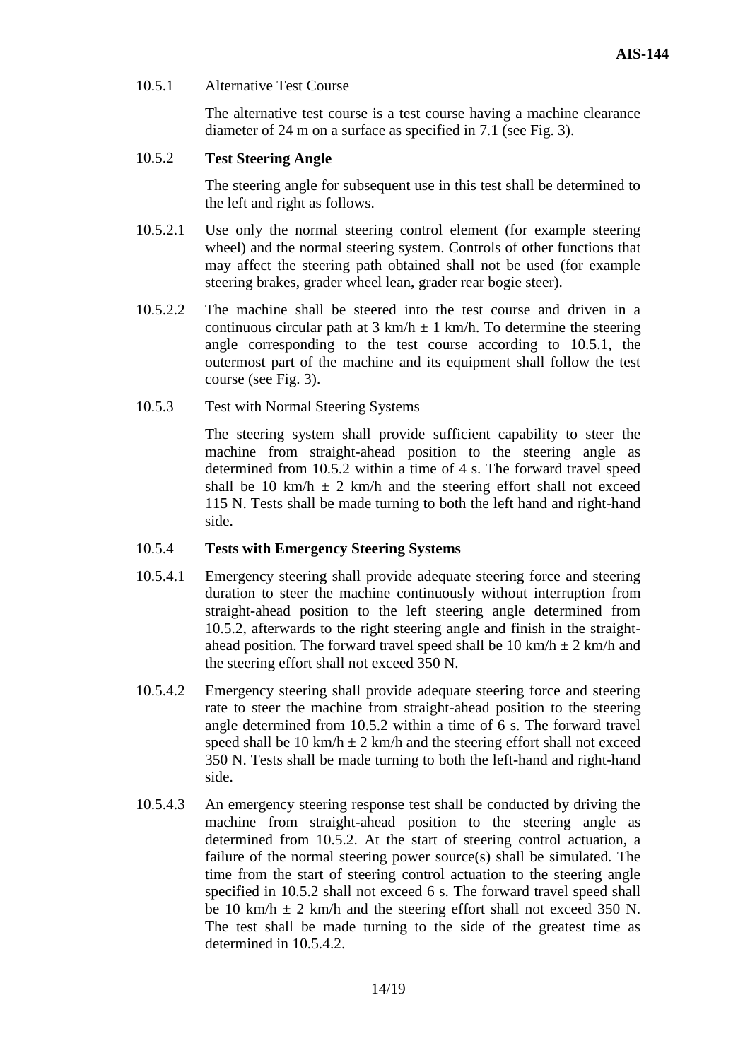10.5.1 Alternative Test Course

The alternative test course is a test course having a machine clearance diameter of 24 m on a surface as specified in 7.1 (see Fig. 3).

10.5.2 **Test Steering Angle**

The steering angle for subsequent use in this test shall be determined to the left and right as follows.

10.5.2.1 Use only the normal steering control element (for example steering wheel) and the normal steering system. Controls of other functions that may affect the steering path obtained shall not be used (for example steering brakes, grader wheel lean, grader rear bogie steer).

10.5.2.2 The machine shall be steered into the test course and driven in a continuous circular path at 3 km/h ± 1 km/h. To determine the steering angle corresponding to the test course according to 10.5.1, the outermost part of the machine and its equipment shall follow the test course (see Fig. 3).

10.5.3 Test with Normal Steering Systems

The steering system shall provide sufficient capability to steer the machine from straight-ahead position to the steering angle as determined from 10.5.2 within a time of 4 s. The forward travel speed shall be 10 km/h ± 2 km/h and the steering effort shall not exceed 115 N. Tests shall be made turning to both the left hand and right-hand side.

10.5.4 **Tests with Emergency Steering Systems**

10.5.4.1 Emergency steering shall provide adequate steering force and steering duration to steer the machine continuously without interruption from straight-ahead position to the left steering angle determined from 10.5.2, afterwards to the right steering angle and finish in the straight-ahead position. The forward travel speed shall be 10 km/h ± 2 km/h and the steering effort shall not exceed 350 N.

10.5.4.2 Emergency steering shall provide adequate steering force and steering rate to steer the machine from straight-ahead position to the steering angle determined from 10.5.2 within a time of 6 s. The forward travel speed shall be 10 km/h ± 2 km/h and the steering effort shall not exceed 350 N. Tests shall be made turning to both the left-hand and right-hand side.

10.5.4.3 An emergency steering response test shall be conducted by driving the machine from straight-ahead position to the steering angle as determined from 10.5.2. At the start of steering control actuation, a failure of the normal steering power source(s) shall be simulated. The time from the start of steering control actuation to the steering angle specified in 10.5.2 shall not exceed 6 s. The forward travel speed shall be 10 km/h ± 2 km/h and the steering effort shall not exceed 350 N. The test shall be made turning to the side of the greatest time as determined in 10.5.4.2.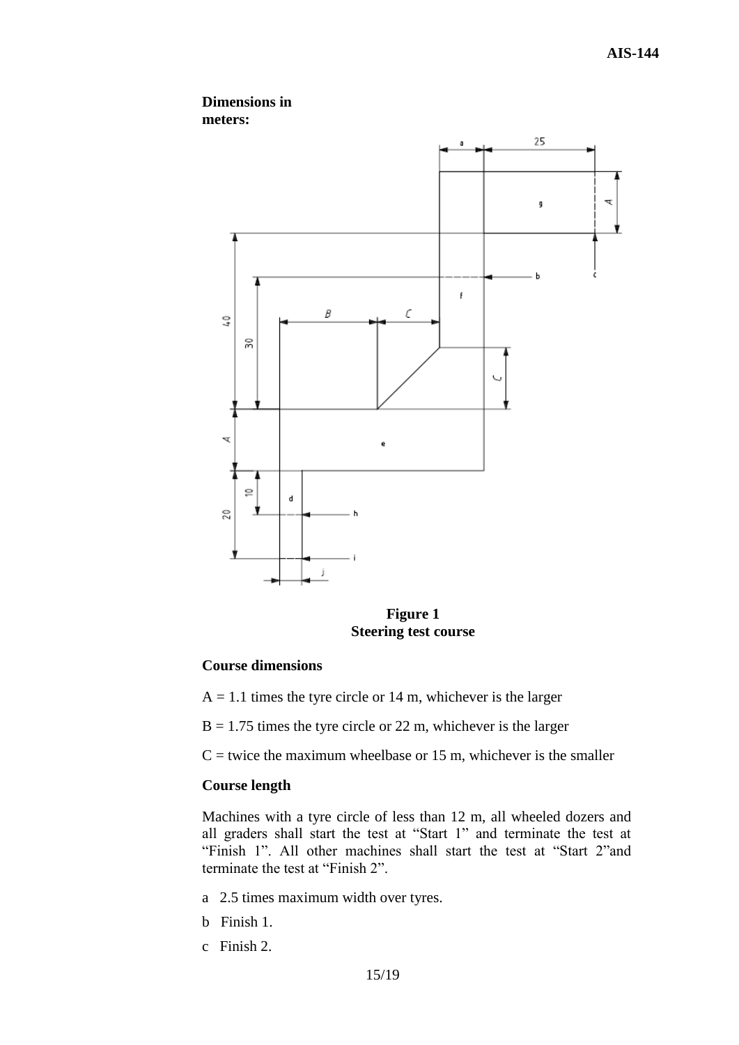**Dimensions in meters:**

**Figure 1**
**Steering test course**

**Course dimensions**

A = 1.1 times the tyre circle or 14 m, whichever is the larger

B = 1.75 times the tyre circle or 22 m, whichever is the larger

C = twice the maximum wheelbase or 15 m, whichever is the smaller

**Course length**

Machines with a tyre circle of less than 12 m, all wheeled dozers and all graders shall start the test at "Start 1" and terminate the test at "Finish 1". All other machines shall start the test at "Start 2"and terminate the test at "Finish 2".

a 2.5 times maximum width over tyres.

b Finish 1.

c Finish 2.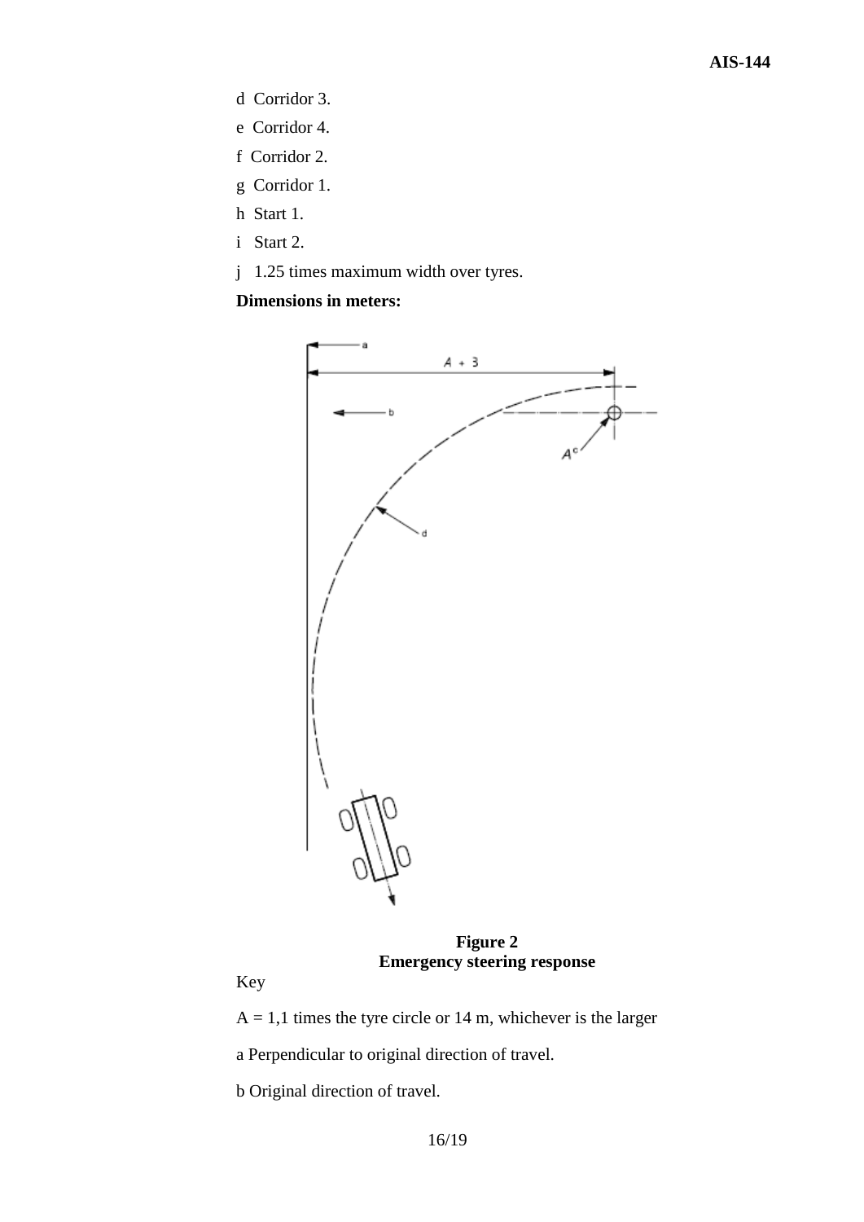d Corridor 3.

e Corridor 4.

f Corridor 2.

g Corridor 1.

h Start 1.

i Start 2.

j 1.25 times maximum width over tyres.

**Dimensions in meters:**

**Figure 2**
**Emergency steering response**

Key

A = 1,1 times the tyre circle or 14 m, whichever is the larger

a Perpendicular to original direction of travel.

b Original direction of travel.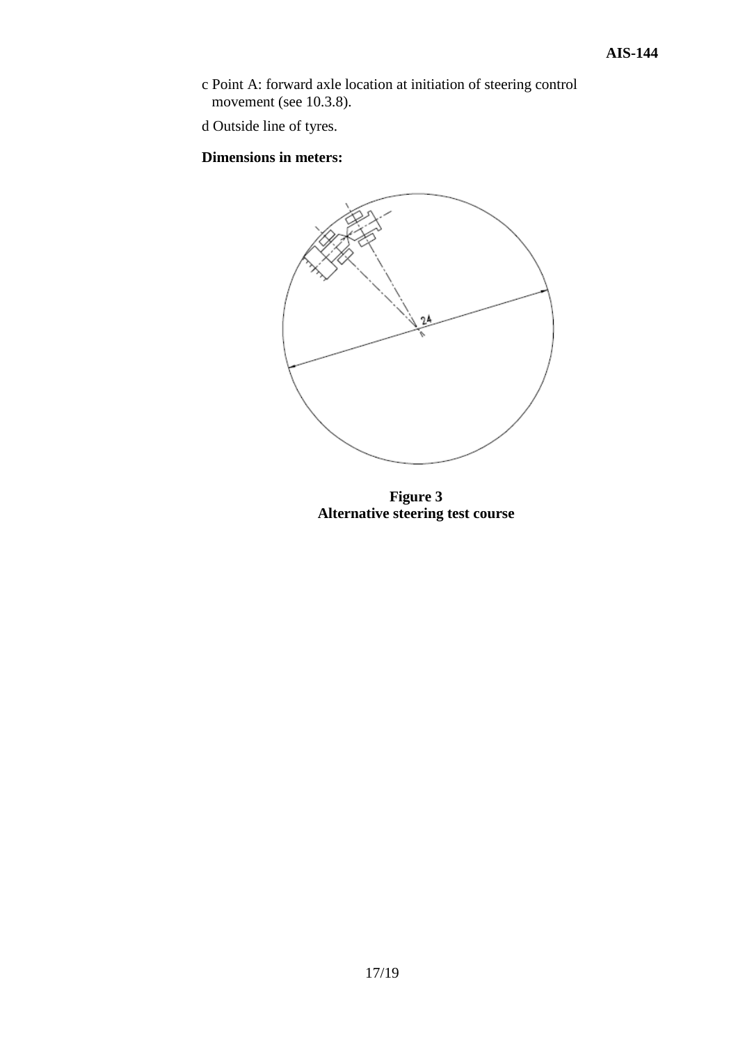c Point A: forward axle location at initiation of steering control movement (see 10.3.8).

d Outside line of tyres.

**Dimensions in meters:**

**Figure 3**
**Alternative steering test course**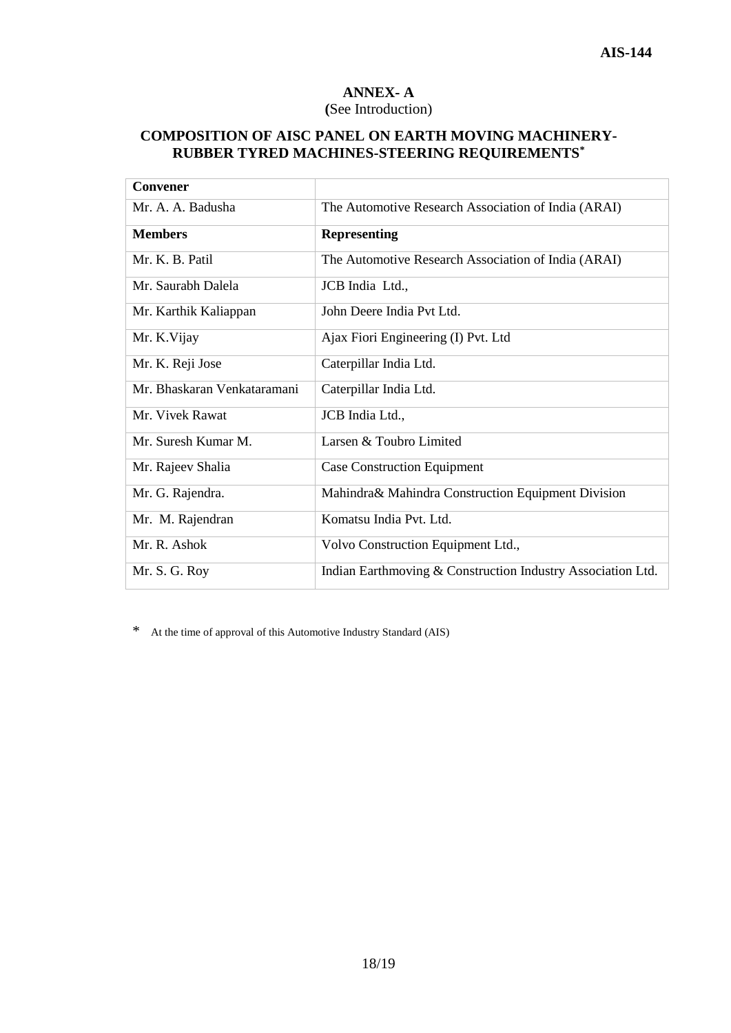## ANNEX- A

**(**See Introduction)

### COMPOSITION OF AISC PANEL ON EARTH MOVING MACHINERY-RUBBER TYRED MACHINES-STEERING REQUIREMENTS*

| **Convener** | |
|---|---|
| Mr. A. A. Badusha | The Automotive Research Association of India (ARAI) |
| **Members** | **Representing** |
| Mr. K. B. Patil | The Automotive Research Association of India (ARAI) |
| Mr. Saurabh Dalela | JCB India Ltd., |
| Mr. Karthik Kaliappan | John Deere India Pvt Ltd. |
| Mr. K.Vijay | Ajax Fiori Engineering (I) Pvt. Ltd |
| Mr. K. Reji Jose | Caterpillar India Ltd. |
| Mr. Bhaskaran Venkataramani | Caterpillar India Ltd. |
| Mr. Vivek Rawat | JCB India Ltd., |
| Mr. Suresh Kumar M. | Larsen & Toubro Limited |
| Mr. Rajeev Shalia | Case Construction Equipment |
| Mr. G. Rajendra. | Mahindra& Mahindra Construction Equipment Division |
| Mr. M. Rajendran | Komatsu India Pvt. Ltd. |
| Mr. R. Ashok | Volvo Construction Equipment Ltd., |
| Mr. S. G. Roy | Indian Earthmoving & Construction Industry Association Ltd. |

\* At the time of approval of this Automotive Industry Standard (AIS)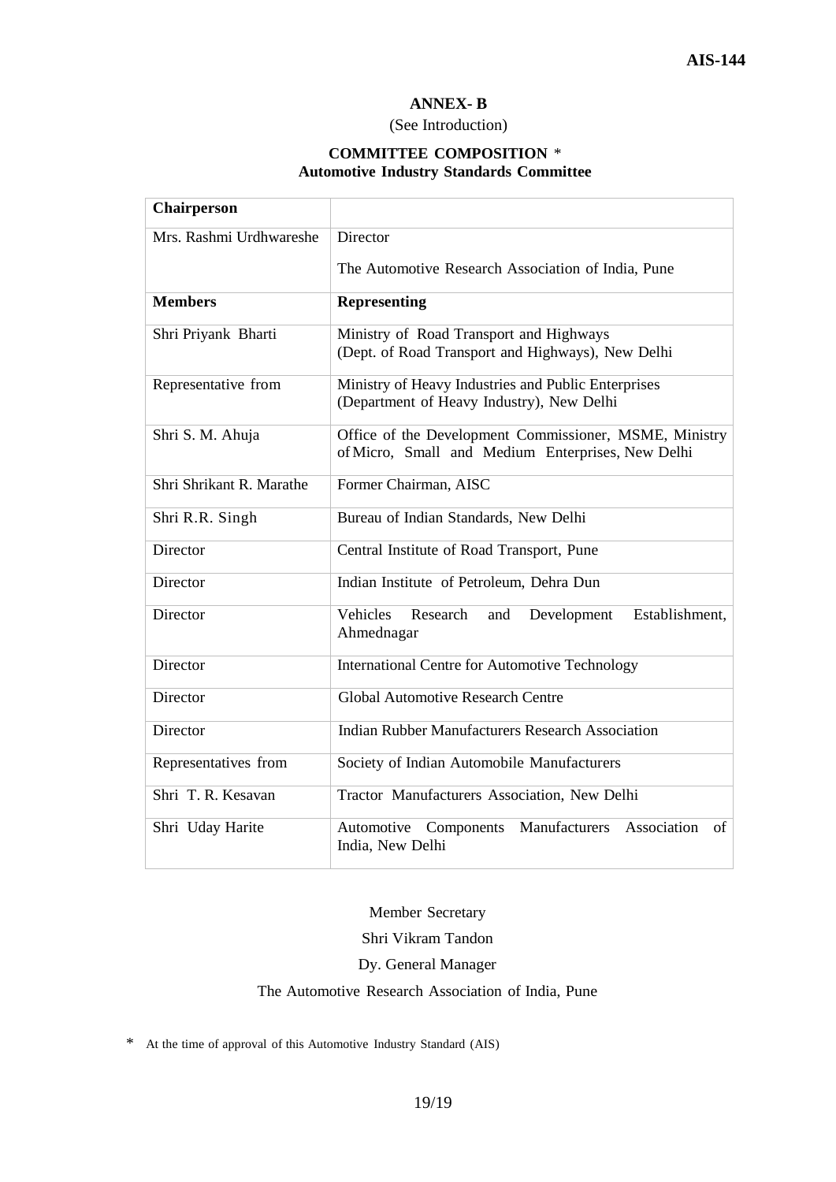## ANNEX- B

(See Introduction)

### COMMITTEE COMPOSITION *
### Automotive Industry Standards Committee

| **Chairperson** | |
|---|---|
| Mrs. Rashmi Urdhwareshe | Director<br>The Automotive Research Association of India, Pune |
| **Members** | **Representing** |
| Shri Priyank Bharti | Ministry of Road Transport and Highways (Dept. of Road Transport and Highways), New Delhi |
| Representative from | Ministry of Heavy Industries and Public Enterprises (Department of Heavy Industry), New Delhi |
| Shri S. M. Ahuja | Office of the Development Commissioner, MSME, Ministry of Micro, Small and Medium Enterprises, New Delhi |
| Shri Shrikant R. Marathe | Former Chairman, AISC |
| Shri R.R. Singh | Bureau of Indian Standards, New Delhi |
| Director | Central Institute of Road Transport, Pune |
| Director | Indian Institute of Petroleum, Dehra Dun |
| Director | Vehicles Research and Development Establishment, Ahmednagar |
| Director | International Centre for Automotive Technology |
| Director | Global Automotive Research Centre |
| Director | Indian Rubber Manufacturers Research Association |
| Representatives from | Society of Indian Automobile Manufacturers |
| Shri T. R. Kesavan | Tractor Manufacturers Association, New Delhi |
| Shri Uday Harite | Automotive Components Manufacturers Association of India, New Delhi |

Member Secretary

Shri Vikram Tandon

Dy. General Manager

The Automotive Research Association of India, Pune

\* At the time of approval of this Automotive Industry Standard (AIS)